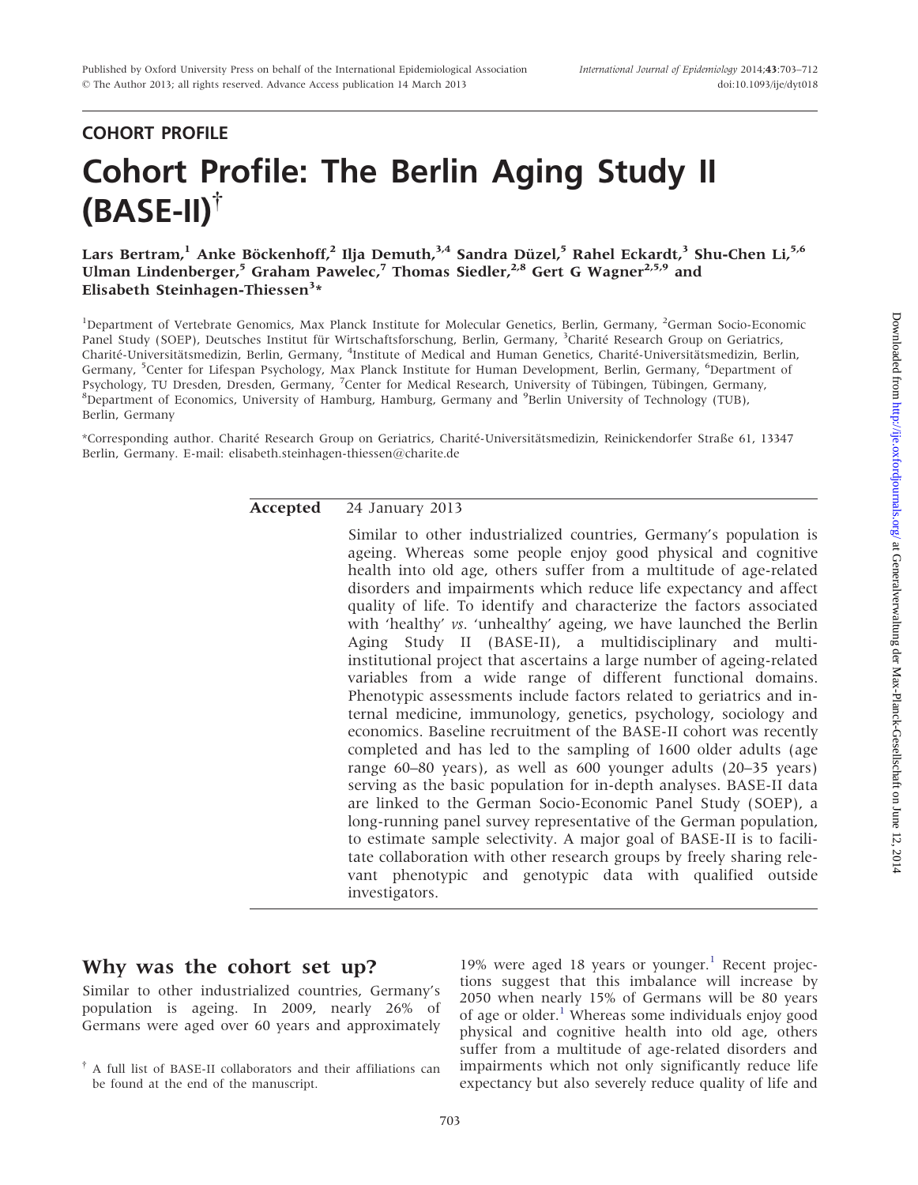## COHORT PROFILE

# Cohort Profile: The Berlin Aging Study II (BASE-II)†

**Lars Bertram,[1] Anke Böckenhoff,[2] Ilja Demuth,[3,4] Sandra Düzel,[5] Rahel Eckardt,[3] Shu-Chen Li,[5,6] Ulman Lindenberger,[5] Graham Pawelec,[7] Thomas Siedler,[2,8] Gert G Wagner[2,5,9] and Elisabeth Steinhagen-Thiessen[3]***

[1]Department of Vertebrate Genomics, Max Planck Institute for Molecular Genetics, Berlin, Germany, [2]German Socio-Economic Panel Study (SOEP), Deutsches Institut für Wirtschaftsforschung, Berlin, Germany, [3]Charité Research Group on Geriatrics, Charité-Universitätsmedizin, Berlin, Germany, [4]Institute of Medical and Human Genetics, Charité-Universitätsmedizin, Berlin, Germany, [5]Center for Lifespan Psychology, Max Planck Institute for Human Development, Berlin, Germany, [6]Department of Psychology, TU Dresden, Dresden, Germany, [7]Center for Medical Research, University of Tübingen, Tübingen, Germany, [8]Department of Economics, University of Hamburg, Hamburg, Germany and [9]Berlin University of Technology (TUB), Berlin, Germany

*Corresponding author. Charité Research Group on Geriatrics, Charité-Universitätsmedizin, Reinickendorfer Straße 61, 13347 Berlin, Germany. E-mail: elisabeth.steinhagen-thiessen@charite.de

**Accepted** 24 January 2013

Similar to other industrialized countries, Germany's population is ageing. Whereas some people enjoy good physical and cognitive health into old age, others suffer from a multitude of age-related disorders and impairments which reduce life expectancy and affect quality of life. To identify and characterize the factors associated with 'healthy' *vs*. 'unhealthy' ageing, we have launched the Berlin Aging Study II (BASE-II), a multidisciplinary and multi-institutional project that ascertains a large number of ageing-related variables from a wide range of different functional domains. Phenotypic assessments include factors related to geriatrics and internal medicine, immunology, genetics, psychology, sociology and economics. Baseline recruitment of the BASE-II cohort was recently completed and has led to the sampling of 1600 older adults (age range 60–80 years), as well as 600 younger adults (20–35 years) serving as the basic population for in-depth analyses. BASE-II data are linked to the German Socio-Economic Panel Study (SOEP), a long-running panel survey representative of the German population, to estimate sample selectivity. A major goal of BASE-II is to facilitate collaboration with other research groups by freely sharing relevant phenotypic and genotypic data with qualified outside investigators.

## Why was the cohort set up?

Similar to other industrialized countries, Germany's population is ageing. In 2009, nearly 26% of Germans were aged over 60 years and approximately 19% were aged 18 years or younger.[1] Recent projections suggest that this imbalance will increase by 2050 when nearly 15% of Germans will be 80 years of age or older.[1] Whereas some individuals enjoy good physical and cognitive health into old age, others suffer from a multitude of age-related disorders and impairments which not only significantly reduce life expectancy but also severely reduce quality of life and

† A full list of BASE-II collaborators and their affiliations can be found at the end of the manuscript.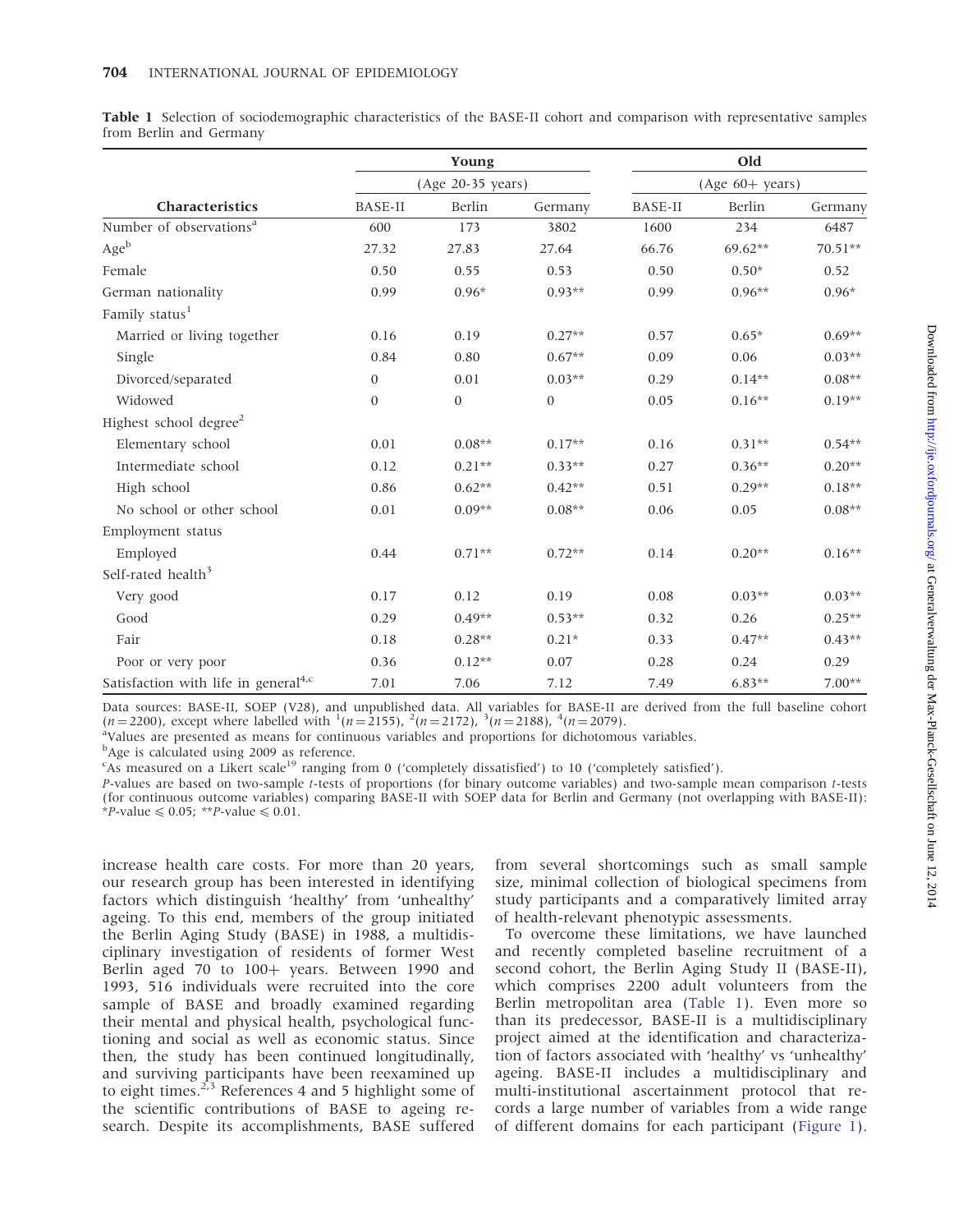**Table 1** Selection of sociodemographic characteristics of the BASE-II cohort and comparison with representative samples from Berlin and Germany

| | Young | | | Old | | |
|---|---|---|---|---|---|---|
| | (Age 20-35 years) | | | (Age 60+ years) | | |
| **Characteristics** | BASE-II | Berlin | Germany | BASE-II | Berlin | Germany |
| Number of observations[a] | 600 | 173 | 3802 | 1600 | 234 | 6487 |
| Age[b] | 27.32 | 27.83 | 27.64 | 66.76 | 69.62** | 70.51** |
| Female | 0.50 | 0.55 | 0.53 | 0.50 | 0.50* | 0.52 |
| German nationality | 0.99 | 0.96* | 0.93** | 0.99 | 0.96** | 0.96* |
| Family status[1] | | | | | | |
| Married or living together | 0.16 | 0.19 | 0.27** | 0.57 | 0.65* | 0.69** |
| Single | 0.84 | 0.80 | 0.67** | 0.09 | 0.06 | 0.03** |
| Divorced/separated | 0 | 0.01 | 0.03** | 0.29 | 0.14** | 0.08** |
| Widowed | 0 | 0 | 0 | 0.05 | 0.16** | 0.19** |
| Highest school degree[2] | | | | | | |
| Elementary school | 0.01 | 0.08** | 0.17** | 0.16 | 0.31** | 0.54** |
| Intermediate school | 0.12 | 0.21** | 0.33** | 0.27 | 0.36** | 0.20** |
| High school | 0.86 | 0.62** | 0.42** | 0.51 | 0.29** | 0.18** |
| No school or other school | 0.01 | 0.09** | 0.08** | 0.06 | 0.05 | 0.08** |
| Employment status | | | | | | |
| Employed | 0.44 | 0.71** | 0.72** | 0.14 | 0.20** | 0.16** |
| Self-rated health[3] | | | | | | |
| Very good | 0.17 | 0.12 | 0.19 | 0.08 | 0.03** | 0.03** |
| Good | 0.29 | 0.49** | 0.53** | 0.32 | 0.26 | 0.25** |
| Fair | 0.18 | 0.28** | 0.21* | 0.33 | 0.47** | 0.43** |
| Poor or very poor | 0.36 | 0.12** | 0.07 | 0.28 | 0.24 | 0.29 |
| Satisfaction with life in general[4,c] | 7.01 | 7.06 | 7.12 | 7.49 | 6.83** | 7.00** |

Data sources: BASE-II, SOEP (V28), and unpublished data. All variables for BASE-II are derived from the full baseline cohort ($n = 2200$), except where labelled with [1]($n = 2155$), [2]($n = 2172$), [3]($n = 2188$), [4]($n = 2079$).

[a]Values are presented as means for continuous variables and proportions for dichotomous variables.

[b]Age is calculated using 2009 as reference.

[c]As measured on a Likert scale[19] ranging from 0 ('completely dissatisfied') to 10 ('completely satisfied').

*P*-values are based on two-sample *t*-tests of proportions (for binary outcome variables) and two-sample mean comparison *t*-tests (for continuous outcome variables) comparing BASE-II with SOEP data for Berlin and Germany (not overlapping with BASE-II): \**P*-value $\leqslant$ 0.05; \*\**P*-value $\leqslant$ 0.01.

increase health care costs. For more than 20 years, our research group has been interested in identifying factors which distinguish 'healthy' from 'unhealthy' ageing. To this end, members of the group initiated the Berlin Aging Study (BASE) in 1988, a multidisciplinary investigation of residents of former West Berlin aged 70 to 100+ years. Between 1990 and 1993, 516 individuals were recruited into the core sample of BASE and broadly examined regarding their mental and physical health, psychological functioning and social as well as economic status. Since then, the study has been continued longitudinally, and surviving participants have been reexamined up to eight times.[2,3] References 4 and 5 highlight some of the scientific contributions of BASE to ageing research. Despite its accomplishments, BASE suffered from several shortcomings such as small sample size, minimal collection of biological specimens from study participants and a comparatively limited array of health-relevant phenotypic assessments.

To overcome these limitations, we have launched and recently completed baseline recruitment of a second cohort, the Berlin Aging Study II (BASE-II), which comprises 2200 adult volunteers from the Berlin metropolitan area (Table 1). Even more so than its predecessor, BASE-II is a multidisciplinary project aimed at the identification and characterization of factors associated with 'healthy' vs 'unhealthy' ageing. BASE-II includes a multidisciplinary and multi-institutional ascertainment protocol that records a large number of variables from a wide range of different domains for each participant (Figure 1).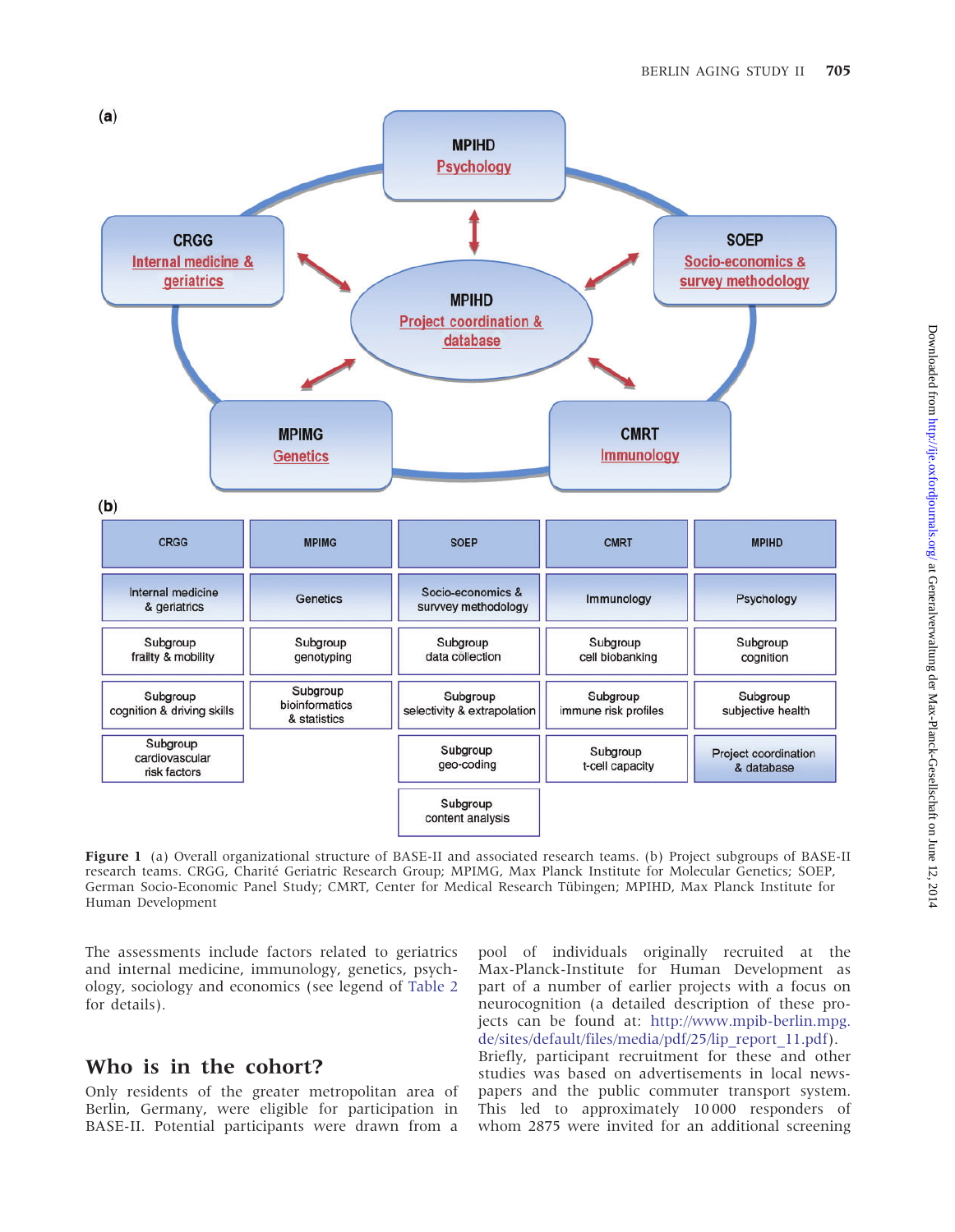**(a)**

**(b)**

| CRGG | MPIMG | SOEP | CMRT | MPIHD |
|---|---|---|---|---|
| Internal medicine & geriatrics | Genetics | Socio-economics & survvey methodology | Immunology | Psychology |
| Subgroup frailty & mobility | Subgroup genotyping | Subgroup data collection | Subgroup cell biobanking | Subgroup cognition |
| Subgroup cognition & driving skills | Subgroup bioinformatics & statistics | Subgroup selectivity & extrapolation | Subgroup immune risk profiles | Subgroup subjective health |
| Subgroup cardiovascular risk factors | | Subgroup geo-coding | Subgroup t-cell capacity | Project coordination & database |
| | | Subgroup content analysis | | |

**Figure 1** (a) Overall organizational structure of BASE-II and associated research teams. (b) Project subgroups of BASE-II research teams. CRGG, Charité Geriatric Research Group; MPIMG, Max Planck Institute for Molecular Genetics; SOEP, German Socio-Economic Panel Study; CMRT, Center for Medical Research Tübingen; MPIHD, Max Planck Institute for Human Development

The assessments include factors related to geriatrics and internal medicine, immunology, genetics, psychology, sociology and economics (see legend of Table 2 for details).

## Who is in the cohort?

Only residents of the greater metropolitan area of Berlin, Germany, were eligible for participation in BASE-II. Potential participants were drawn from a pool of individuals originally recruited at the Max-Planck-Institute for Human Development as part of a number of earlier projects with a focus on neurocognition (a detailed description of these projects can be found at: http://www.mpib-berlin.mpg.de/sites/default/files/media/pdf/25/lip_report_11.pdf). Briefly, participant recruitment for these and other studies was based on advertisements in local newspapers and the public commuter transport system. This led to approximately 10 000 responders of whom 2875 were invited for an additional screening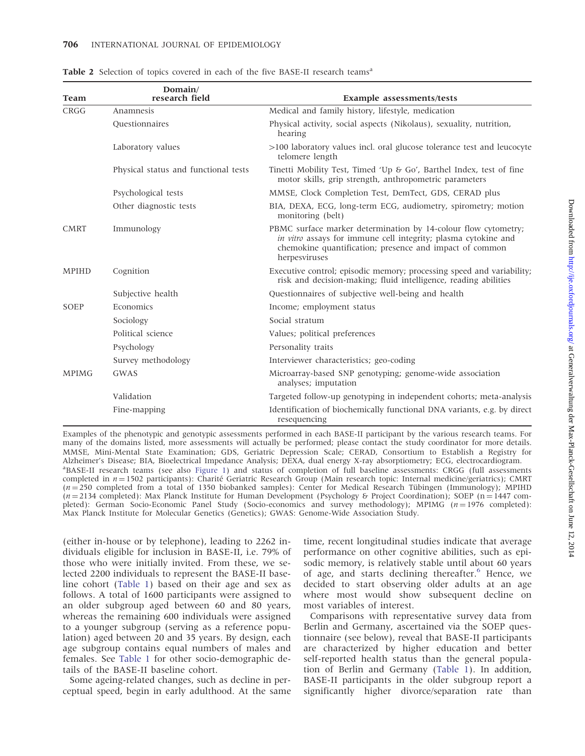**Table 2** Selection of topics covered in each of the five BASE-II research teams[a]

| Team | Domain/ research field | Example assessments/tests |
|---|---|---|
| CRGG | Anamnesis | Medical and family history, lifestyle, medication |
| | Questionnaires | Physical activity, social aspects (Nikolaus), sexuality, nutrition, hearing |
| | Laboratory values | >100 laboratory values incl. oral glucose tolerance test and leucocyte telomere length |
| | Physical status and functional tests | Tinetti Mobility Test, Timed 'Up & Go', Barthel Index, test of fine motor skills, grip strength, anthropometric parameters |
| | Psychological tests | MMSE, Clock Completion Test, DemTect, GDS, CERAD plus |
| | Other diagnostic tests | BIA, DEXA, ECG, long-term ECG, audiometry, spirometry; motion monitoring (belt) |
| CMRT | Immunology | PBMC surface marker determination by 14-colour flow cytometry; *in vitro* assays for immune cell integrity; plasma cytokine and chemokine quantification; presence and impact of common herpesviruses |
| MPIHD | Cognition | Executive control; episodic memory; processing speed and variability; risk and decision-making; fluid intelligence, reading abilities |
| | Subjective health | Questionnaires of subjective well-being and health |
| SOEP | Economics | Income; employment status |
| | Sociology | Social stratum |
| | Political science | Values; political preferences |
| | Psychology | Personality traits |
| | Survey methodology | Interviewer characteristics; geo-coding |
| MPIMG | GWAS | Microarray-based SNP genotyping; genome-wide association analyses; imputation |
| | Validation | Targeted follow-up genotyping in independent cohorts; meta-analysis |
| | Fine-mapping | Identification of biochemically functional DNA variants, e.g. by direct resequencing |

Examples of the phenotypic and genotypic assessments performed in each BASE-II participant by the various research teams. For many of the domains listed, more assessments will actually be performed; please contact the study coordinator for more details. MMSE, Mini-Mental State Examination; GDS, Geriatric Depression Scale; CERAD, Consortium to Establish a Registry for Alzheimer's Disease; BIA, Bioelectrical Impedance Analysis; DEXA, dual energy X-ray absorptiometry; ECG, electrocardiogram.

[a]BASE-II research teams (see also Figure 1) and status of completion of full baseline assessments: CRGG (full assessments completed in $n = 1502$ participants): Charité Geriatric Research Group (Main research topic: Internal medicine/geriatrics); CMRT ($n = 250$ completed from a total of 1350 biobanked samples): Center for Medical Research Tübingen (Immunology); MPIHD ($n = 2134$ completed): Max Planck Institute for Human Development (Psychology & Project Coordination); SOEP ($n = 1447$ completed): German Socio-Economic Panel Study (Socio-economics and survey methodology); MPIMG ($n = 1976$ completed): Max Planck Institute for Molecular Genetics (Genetics); GWAS: Genome-Wide Association Study.

(either in-house or by telephone), leading to 2262 individuals eligible for inclusion in BASE-II, i.e. 79% of those who were initially invited. From these, we selected 2200 individuals to represent the BASE-II baseline cohort (Table 1) based on their age and sex as follows. A total of 1600 participants were assigned to an older subgroup aged between 60 and 80 years, whereas the remaining 600 individuals were assigned to a younger subgroup (serving as a reference population) aged between 20 and 35 years. By design, each age subgroup contains equal numbers of males and females. See Table 1 for other socio-demographic details of the BASE-II baseline cohort.

Some ageing-related changes, such as decline in perceptual speed, begin in early adulthood. At the same time, recent longitudinal studies indicate that average performance on other cognitive abilities, such as episodic memory, is relatively stable until about 60 years of age, and starts declining thereafter.[6] Hence, we decided to start observing older adults at an age where most would show subsequent decline on most variables of interest.

Comparisons with representative survey data from Berlin and Germany, ascertained via the SOEP questionnaire (see below), reveal that BASE-II participants are characterized by higher education and better self-reported health status than the general population of Berlin and Germany (Table 1). In addition, BASE-II participants in the older subgroup report a significantly higher divorce/separation rate than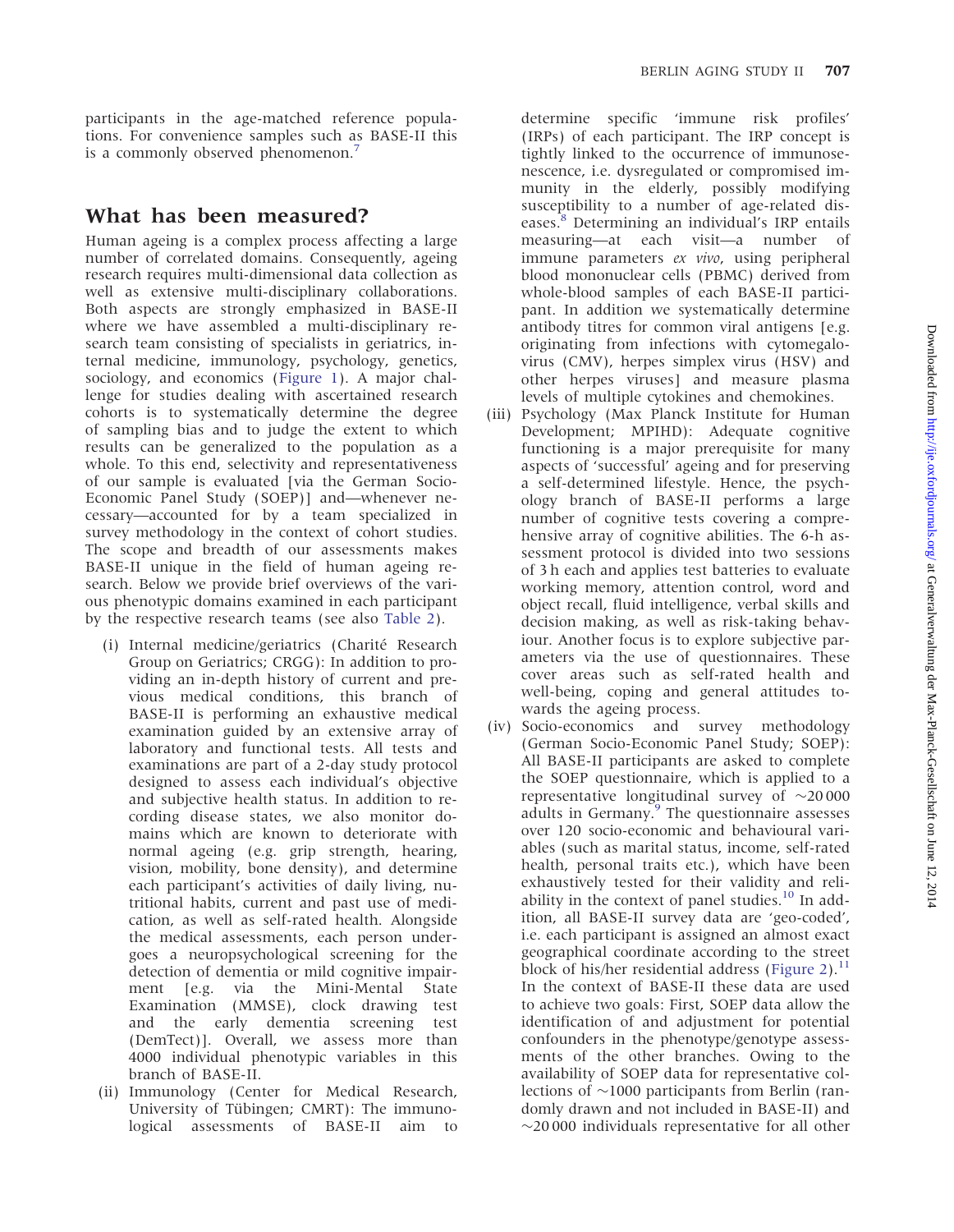participants in the age-matched reference populations. For convenience samples such as BASE-II this is a commonly observed phenomenon.[7]

## What has been measured?

Human ageing is a complex process affecting a large number of correlated domains. Consequently, ageing research requires multi-dimensional data collection as well as extensive multi-disciplinary collaborations. Both aspects are strongly emphasized in BASE-II where we have assembled a multi-disciplinary research team consisting of specialists in geriatrics, internal medicine, immunology, psychology, genetics, sociology, and economics (Figure 1). A major challenge for studies dealing with ascertained research cohorts is to systematically determine the degree of sampling bias and to judge the extent to which results can be generalized to the population as a whole. To this end, selectivity and representativeness of our sample is evaluated [via the German Socio-Economic Panel Study (SOEP)] and—whenever necessary—accounted for by a team specialized in survey methodology in the context of cohort studies. The scope and breadth of our assessments makes BASE-II unique in the field of human ageing research. Below we provide brief overviews of the various phenotypic domains examined in each participant by the respective research teams (see also Table 2).

(i) Internal medicine/geriatrics (Charité Research Group on Geriatrics; CRGG): In addition to providing an in-depth history of current and previous medical conditions, this branch of BASE-II is performing an exhaustive medical examination guided by an extensive array of laboratory and functional tests. All tests and examinations are part of a 2-day study protocol designed to assess each individual's objective and subjective health status. In addition to recording disease states, we also monitor domains which are known to deteriorate with normal ageing (e.g. grip strength, hearing, vision, mobility, bone density), and determine each participant's activities of daily living, nutritional habits, current and past use of medication, as well as self-rated health. Alongside the medical assessments, each person undergoes a neuropsychological screening for the detection of dementia or mild cognitive impairment [e.g. via the Mini-Mental State Examination (MMSE), clock drawing test and the early dementia screening test (DemTect)]. Overall, we assess more than 4000 individual phenotypic variables in this branch of BASE-II.

(ii) Immunology (Center for Medical Research, University of Tübingen; CMRT): The immunological assessments of BASE-II aim to determine specific 'immune risk profiles' (IRPs) of each participant. The IRP concept is tightly linked to the occurrence of immunosenescence, i.e. dysregulated or compromised immunity in the elderly, possibly modifying susceptibility to a number of age-related diseases.[8] Determining an individual's IRP entails measuring—at each visit—a number of immune parameters *ex vivo*, using peripheral blood mononuclear cells (PBMC) derived from whole-blood samples of each BASE-II participant. In addition we systematically determine antibody titres for common viral antigens [e.g. originating from infections with cytomegalovirus (CMV), herpes simplex virus (HSV) and other herpes viruses] and measure plasma levels of multiple cytokines and chemokines.

(iii) Psychology (Max Planck Institute for Human Development; MPIHD): Adequate cognitive functioning is a major prerequisite for many aspects of 'successful' ageing and for preserving a self-determined lifestyle. Hence, the psychology branch of BASE-II performs a large number of cognitive tests covering a comprehensive array of cognitive abilities. The 6-h assessment protocol is divided into two sessions of 3 h each and applies test batteries to evaluate working memory, attention control, word and object recall, fluid intelligence, verbal skills and decision making, as well as risk-taking behaviour. Another focus is to explore subjective parameters via the use of questionnaires. These cover areas such as self-rated health and well-being, coping and general attitudes towards the ageing process.

(iv) Socio-economics and survey methodology (German Socio-Economic Panel Study; SOEP): All BASE-II participants are asked to complete the SOEP questionnaire, which is applied to a representative longitudinal survey of ~20 000 adults in Germany.[9] The questionnaire assesses over 120 socio-economic and behavioural variables (such as marital status, income, self-rated health, personal traits etc.), which have been exhaustively tested for their validity and reliability in the context of panel studies.[10] In addition, all BASE-II survey data are 'geo-coded', i.e. each participant is assigned an almost exact geographical coordinate according to the street block of his/her residential address (Figure 2).[11] In the context of BASE-II these data are used to achieve two goals: First, SOEP data allow the identification of and adjustment for potential confounders in the phenotype/genotype assessments of the other branches. Owing to the availability of SOEP data for representative collections of ~1000 participants from Berlin (randomly drawn and not included in BASE-II) and ~20 000 individuals representative for all other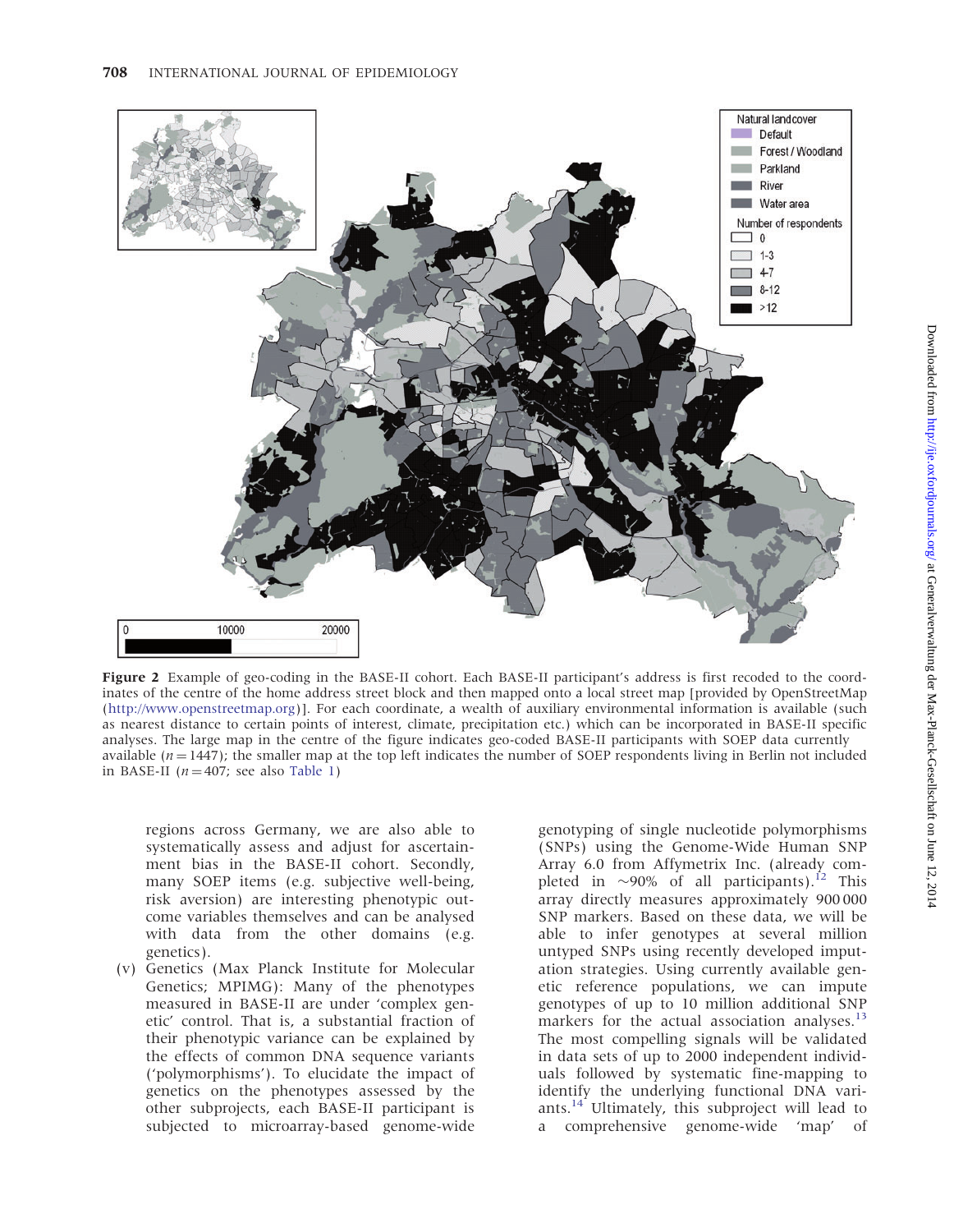**Figure 2** Example of geo-coding in the BASE-II cohort. Each BASE-II participant's address is first recoded to the coordinates of the centre of the home address street block and then mapped onto a local street map [provided by OpenStreetMap (http://www.openstreetmap.org)]. For each coordinate, a wealth of auxiliary environmental information is available (such as nearest distance to certain points of interest, climate, precipitation etc.) which can be incorporated in BASE-II specific analyses. The large map in the centre of the figure indicates geo-coded BASE-II participants with SOEP data currently available ($n = 1447$); the smaller map at the top left indicates the number of SOEP respondents living in Berlin not included in BASE-II ($n = 407$; see also Table 1)

regions across Germany, we are also able to systematically assess and adjust for ascertainment bias in the BASE-II cohort. Secondly, many SOEP items (e.g. subjective well-being, risk aversion) are interesting phenotypic outcome variables themselves and can be analysed with data from the other domains (e.g. genetics).

(v) Genetics (Max Planck Institute for Molecular Genetics; MPIMG): Many of the phenotypes measured in BASE-II are under 'complex genetic' control. That is, a substantial fraction of their phenotypic variance can be explained by the effects of common DNA sequence variants ('polymorphisms'). To elucidate the impact of genetics on the phenotypes assessed by the other subprojects, each BASE-II participant is subjected to microarray-based genome-wide genotyping of single nucleotide polymorphisms (SNPs) using the Genome-Wide Human SNP Array 6.0 from Affymetrix Inc. (already completed in ~90% of all participants).[12] This array directly measures approximately 900 000 SNP markers. Based on these data, we will be able to infer genotypes at several million untyped SNPs using recently developed imputation strategies. Using currently available genetic reference populations, we can impute genotypes of up to 10 million additional SNP markers for the actual association analyses.[13] The most compelling signals will be validated in data sets of up to 2000 independent individuals followed by systematic fine-mapping to identify the underlying functional DNA variants.[14] Ultimately, this subproject will lead to a comprehensive genome-wide 'map' of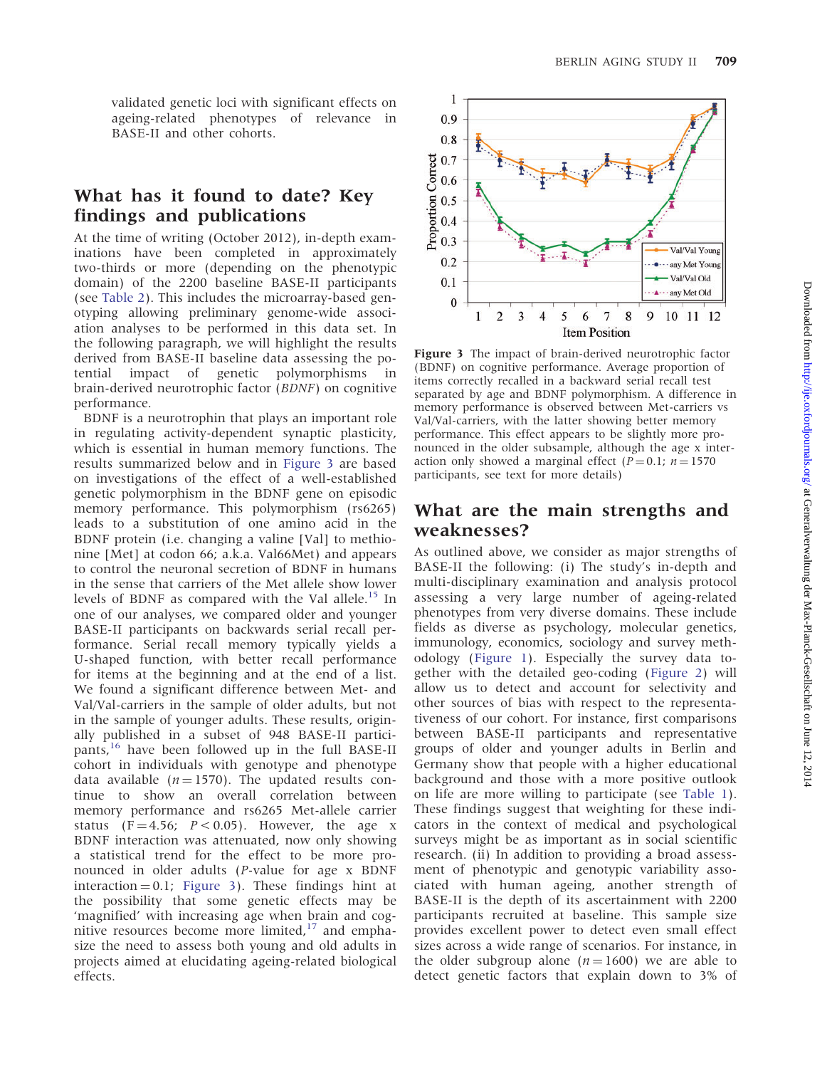validated genetic loci with significant effects on ageing-related phenotypes of relevance in BASE-II and other cohorts.

## What has it found to date? Key findings and publications

At the time of writing (October 2012), in-depth examinations have been completed in approximately two-thirds or more (depending on the phenotypic domain) of the 2200 baseline BASE-II participants (see Table 2). This includes the microarray-based genotyping allowing preliminary genome-wide association analyses to be performed in this data set. In the following paragraph, we will highlight the results derived from BASE-II baseline data assessing the potential impact of genetic polymorphisms in brain-derived neurotrophic factor (*BDNF*) on cognitive performance.

BDNF is a neurotrophin that plays an important role in regulating activity-dependent synaptic plasticity, which is essential in human memory functions. The results summarized below and in Figure 3 are based on investigations of the effect of a well-established genetic polymorphism in the BDNF gene on episodic memory performance. This polymorphism (rs6265) leads to a substitution of one amino acid in the BDNF protein (i.e. changing a valine [Val] to methionine [Met] at codon 66; a.k.a. Val66Met) and appears to control the neuronal secretion of BDNF in humans in the sense that carriers of the Met allele show lower levels of BDNF as compared with the Val allele.[15] In one of our analyses, we compared older and younger BASE-II participants on backwards serial recall performance. Serial recall memory typically yields a U-shaped function, with better recall performance for items at the beginning and at the end of a list. We found a significant difference between Met- and Val/Val-carriers in the sample of older adults, but not in the sample of younger adults. These results, originally published in a subset of 948 BASE-II participants,[16] have been followed up in the full BASE-II cohort in individuals with genotype and phenotype data available ($n = 1570$). The updated results continue to show an overall correlation between memory performance and rs6265 Met-allele carrier status ($F = 4.56$; $P < 0.05$). However, the age x BDNF interaction was attenuated, now only showing a statistical trend for the effect to be more pronounced in older adults ($P$-value for age x BDNF interaction $= 0.1$; Figure 3). These findings hint at the possibility that some genetic effects may be 'magnified' with increasing age when brain and cognitive resources become more limited,[17] and emphasize the need to assess both young and old adults in projects aimed at elucidating ageing-related biological effects.

**Figure 3** The impact of brain-derived neurotrophic factor (BDNF) on cognitive performance. Average proportion of items correctly recalled in a backward serial recall test separated by age and BDNF polymorphism. A difference in memory performance is observed between Met-carriers vs Val/Val-carriers, with the latter showing better memory performance. This effect appears to be slightly more pronounced in the older subsample, although the age x interaction only showed a marginal effect ($P = 0.1$; $n = 1570$ participants, see text for more details)

## What are the main strengths and weaknesses?

As outlined above, we consider as major strengths of BASE-II the following: (i) The study's in-depth and multi-disciplinary examination and analysis protocol assessing a very large number of ageing-related phenotypes from very diverse domains. These include fields as diverse as psychology, molecular genetics, immunology, economics, sociology and survey methodology (Figure 1). Especially the survey data together with the detailed geo-coding (Figure 2) will allow us to detect and account for selectivity and other sources of bias with respect to the representativeness of our cohort. For instance, first comparisons between BASE-II participants and representative groups of older and younger adults in Berlin and Germany show that people with a higher educational background and those with a more positive outlook on life are more willing to participate (see Table 1). These findings suggest that weighting for these indicators in the context of medical and psychological surveys might be as important as in social scientific research. (ii) In addition to providing a broad assessment of phenotypic and genotypic variability associated with human ageing, another strength of BASE-II is the depth of its ascertainment with 2200 participants recruited at baseline. This sample size provides excellent power to detect even small effect sizes across a wide range of scenarios. For instance, in the older subgroup alone ($n = 1600$) we are able to detect genetic factors that explain down to 3% of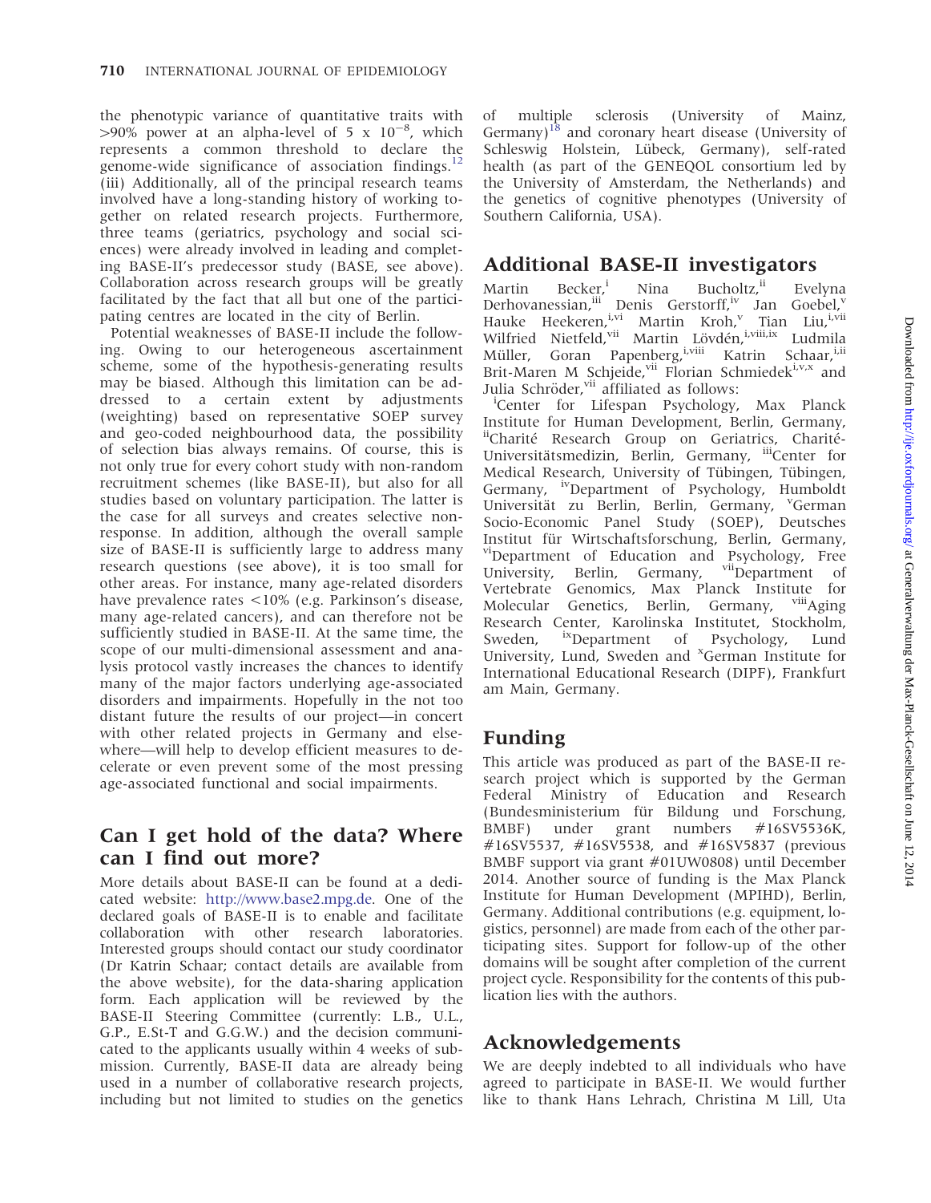the phenotypic variance of quantitative traits with >90% power at an alpha-level of 5 x $10^{-8}$, which represents a common threshold to declare the genome-wide significance of association findings.[12] (iii) Additionally, all of the principal research teams involved have a long-standing history of working together on related research projects. Furthermore, three teams (geriatrics, psychology and social sciences) were already involved in leading and completing BASE-II's predecessor study (BASE, see above). Collaboration across research groups will be greatly facilitated by the fact that all but one of the participating centres are located in the city of Berlin.

Potential weaknesses of BASE-II include the following. Owing to our heterogeneous ascertainment scheme, some of the hypothesis-generating results may be biased. Although this limitation can be addressed to a certain extent by adjustments (weighting) based on representative SOEP survey and geo-coded neighbourhood data, the possibility of selection bias always remains. Of course, this is not only true for every cohort study with non-random recruitment schemes (like BASE-II), but also for all studies based on voluntary participation. The latter is the case for all surveys and creates selective non-response. In addition, although the overall sample size of BASE-II is sufficiently large to address many research questions (see above), it is too small for other areas. For instance, many age-related disorders have prevalence rates <10% (e.g. Parkinson's disease, many age-related cancers), and can therefore not be sufficiently studied in BASE-II. At the same time, the scope of our multi-dimensional assessment and analysis protocol vastly increases the chances to identify many of the major factors underlying age-associated disorders and impairments. Hopefully in the not too distant future the results of our project—in concert with other related projects in Germany and elsewhere—will help to develop efficient measures to decelerate or even prevent some of the most pressing age-associated functional and social impairments.

## Can I get hold of the data? Where can I find out more?

More details about BASE-II can be found at a dedicated website: http://www.base2.mpg.de. One of the declared goals of BASE-II is to enable and facilitate collaboration with other research laboratories. Interested groups should contact our study coordinator (Dr Katrin Schaar; contact details are available from the above website), for the data-sharing application form. Each application will be reviewed by the BASE-II Steering Committee (currently: L.B., U.L., G.P., E.St-T and G.G.W.) and the decision communicated to the applicants usually within 4 weeks of submission. Currently, BASE-II data are already being used in a number of collaborative research projects, including but not limited to studies on the genetics of multiple sclerosis (University of Mainz, Germany)[18] and coronary heart disease (University of Schleswig Holstein, Lübeck, Germany), self-rated health (as part of the GENEQOL consortium led by the University of Amsterdam, the Netherlands) and the genetics of cognitive phenotypes (University of Southern California, USA).

## Additional BASE-II investigators

Martin Becker,[i] Nina Bucholtz,[ii] Evelyna Derhovanessian,[iii] Denis Gerstorff,[iv] Jan Goebel,[v] Hauke Heekeren,[i,vi] Martin Kroh,[v] Tian Liu,[i,vii] Wilfried Nietfeld,[vii] Martin Lövdén,[i,viii,ix] Ludmila Müller, Goran Papenberg,[i,viii] Katrin Schaar,[i,ii] Brit-Maren M Schjeide,[vii] Florian Schmiedek[i,v,x] and Julia Schröder,[vii] affiliated as follows:

[i]Center for Lifespan Psychology, Max Planck Institute for Human Development, Berlin, Germany, [ii]Charité Research Group on Geriatrics, Charité-Universitätsmedizin, Berlin, Germany, [iii]Center for Medical Research, University of Tübingen, Tübingen, Germany, [iv]Department of Psychology, Humboldt Universität zu Berlin, Berlin, Germany, [v]German Socio-Economic Panel Study (SOEP), Deutsches Institut für Wirtschaftsforschung, Berlin, Germany, [vi]Department of Education and Psychology, Free University, Berlin, Germany, [vii]Department of Vertebrate Genomics, Max Planck Institute for Molecular Genetics, Berlin, Germany, [viii]Aging Research Center, Karolinska Institutet, Stockholm, Sweden, [ix]Department of Psychology, Lund University, Lund, Sweden and [x]German Institute for International Educational Research (DIPF), Frankfurt am Main, Germany.

## Funding

This article was produced as part of the BASE-II research project which is supported by the German Federal Ministry of Education and Research (Bundesministerium für Bildung und Forschung, BMBF) under grant numbers #16SV5536K, #16SV5537, #16SV5538, and #16SV5837 (previous BMBF support via grant #01UW0808) until December 2014. Another source of funding is the Max Planck Institute for Human Development (MPIHD), Berlin, Germany. Additional contributions (e.g. equipment, logistics, personnel) are made from each of the other participating sites. Support for follow-up of the other domains will be sought after completion of the current project cycle. Responsibility for the contents of this publication lies with the authors.

## Acknowledgements

We are deeply indebted to all individuals who have agreed to participate in BASE-II. We would further like to thank Hans Lehrach, Christina M Lill, Uta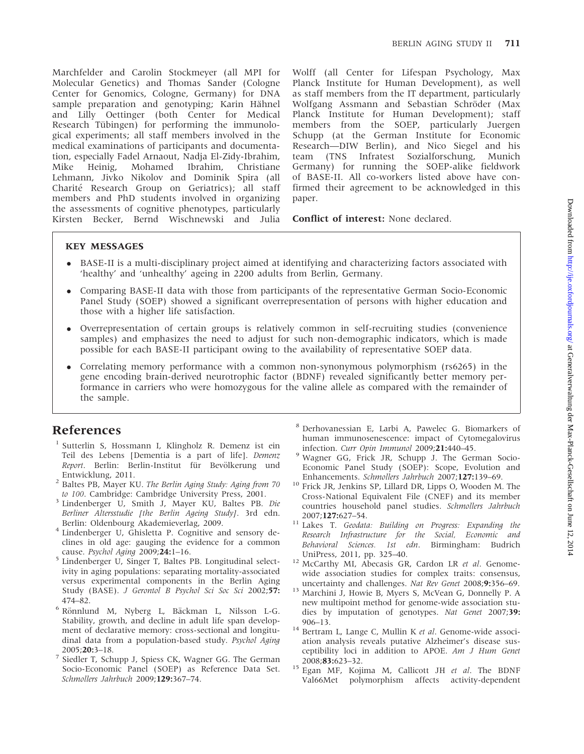Marchfelder and Carolin Stockmeyer (all MPI for Molecular Genetics) and Thomas Sander (Cologne Center for Genomics, Cologne, Germany) for DNA sample preparation and genotyping; Karin Hähnel and Lilly Oettinger (both Center for Medical Research Tübingen) for performing the immunological experiments; all staff members involved in the medical examinations of participants and documentation, especially Fadel Arnaout, Nadja El-Zidy-Ibrahim, Mike Heinig, Mohamed Ibrahim, Christiane Lehmann, Jivko Nikolov and Dominik Spira (all Charité Research Group on Geriatrics); all staff members and PhD students involved in organizing the assessments of cognitive phenotypes, particularly Kirsten Becker, Bernd Wischnewski and Julia Wolff (all Center for Lifespan Psychology, Max Planck Institute for Human Development), as well as staff members from the IT department, particularly Wolfgang Assmann and Sebastian Schröder (Max Planck Institute for Human Development); staff members from the SOEP, particularly Juergen Schupp (at the German Institute for Economic Research—DIW Berlin), and Nico Siegel and his team (TNS Infratest Sozialforschung, Munich Germany) for running the SOEP-alike fieldwork of BASE-II. All co-workers listed above have confirmed their agreement to be acknowledged in this paper.

**Conflict of interest:** None declared.

**KEY MESSAGES**

- BASE-II is a multi-disciplinary project aimed at identifying and characterizing factors associated with 'healthy' and 'unhealthy' ageing in 2200 adults from Berlin, Germany.
- Comparing BASE-II data with those from participants of the representative German Socio-Economic Panel Study (SOEP) showed a significant overrepresentation of persons with higher education and those with a higher life satisfaction.
- Overrepresentation of certain groups is relatively common in self-recruiting studies (convenience samples) and emphasizes the need to adjust for such non-demographic indicators, which is made possible for each BASE-II participant owing to the availability of representative SOEP data.
- Correlating memory performance with a common non-synonymous polymorphism (rs6265) in the gene encoding brain-derived neurotrophic factor (BDNF) revealed significantly better memory performance in carriers who were homozygous for the valine allele as compared with the remainder of the sample.

## References

1. Sutterlin S, Hossmann I, Klingholz R. Demenz ist ein Teil des Lebens [Dementia is a part of life]. *Demenz Report*. Berlin: Berlin-Institut für Bevölkerung und Entwicklung, 2011.
2. Baltes PB, Mayer KU. *The Berlin Aging Study: Aging from 70 to 100*. Cambridge: Cambridge University Press, 2001.
3. Lindenberger U, Smith J, Mayer KU, Baltes PB. *Die Berliner Altersstudie [the Berlin Ageing Study]*. 3rd edn. Berlin: Oldenbourg Akademieverlag, 2009.
4. Lindenberger U, Ghisletta P. Cognitive and sensory declines in old age: gauging the evidence for a common cause. *Psychol Aging* 2009;**24:**1–16.
5. Lindenberger U, Singer T, Baltes PB. Longitudinal selectivity in aging populations: separating mortality-associated versus experimental components in the Berlin Aging Study (BASE). *J Gerontol B Psychol Sci Soc Sci* 2002;**57:** 474–82.
6. Rönnlund M, Nyberg L, Bäckman L, Nilsson L-G. Stability, growth, and decline in adult life span development of declarative memory: cross-sectional and longitudinal data from a population-based study. *Psychol Aging* 2005;**20:**3–18.
7. Siedler T, Schupp J, Spiess CK, Wagner GG. The German Socio-Economic Panel (SOEP) as Reference Data Set. *Schmollers Jahrbuch* 2009;**129:**367–74.
8. Derhovanessian E, Larbi A, Pawelec G. Biomarkers of human immunosenescence: impact of Cytomegalovirus infection. *Curr Opin Immunol* 2009;**21:**440–45.
9. Wagner GG, Frick JR, Schupp J. The German Socio-Economic Panel Study (SOEP): Scope, Evolution and Enhancements. *Schmollers Jahrbuch* 2007;**127:**139–69.
10. Frick JR, Jenkins SP, Lillard DR, Lipps O, Wooden M. The Cross-National Equivalent File (CNEF) and its member countries household panel studies. *Schmollers Jahrbuch* 2007;**127:**627–54.
11. Lakes T. *Geodata: Building on Progress: Expanding the Research Infrastructure for the Social, Economic and Behavioral Sciences. 1st edn*. Birmingham: Budrich UniPress, 2011, pp. 325–40.
12. McCarthy MI, Abecasis GR, Cardon LR *et al*. Genome-wide association studies for complex traits: consensus, uncertainty and challenges. *Nat Rev Genet* 2008;**9:**356–69.
13. Marchini J, Howie B, Myers S, McVean G, Donnelly P. A new multipoint method for genome-wide association studies by imputation of genotypes. *Nat Genet* 2007;**39:** 906–13.
14. Bertram L, Lange C, Mullin K *et al*. Genome-wide association analysis reveals putative Alzheimer's disease susceptibility loci in addition to APOE. *Am J Hum Genet* 2008;**83:**623–32.
15. Egan MF, Kojima M, Callicott JH *et al*. The BDNF Val66Met polymorphism affects activity-dependent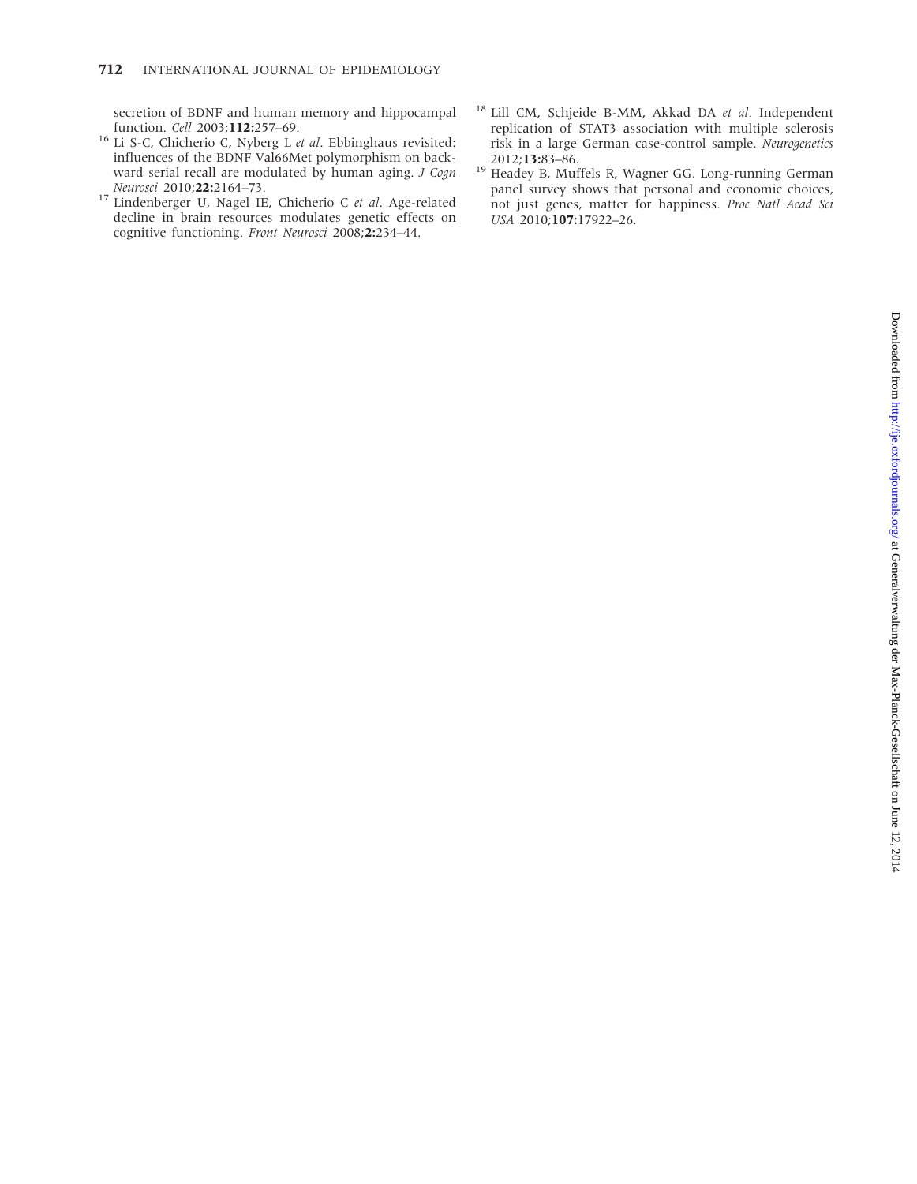secretion of BDNF and human memory and hippocampal function. *Cell* 2003;**112:**257–69.

[16] Li S-C, Chicherio C, Nyberg L *et al*. Ebbinghaus revisited: influences of the BDNF Val66Met polymorphism on backward serial recall are modulated by human aging. *J Cogn Neurosci* 2010;**22:**2164–73.

[17] Lindenberger U, Nagel IE, Chicherio C *et al*. Age-related decline in brain resources modulates genetic effects on cognitive functioning. *Front Neurosci* 2008;**2:**234–44.

[18] Lill CM, Schjeide B-MM, Akkad DA *et al*. Independent replication of STAT3 association with multiple sclerosis risk in a large German case-control sample. *Neurogenetics* 2012;**13:**83–86.

[19] Headey B, Muffels R, Wagner GG. Long-running German panel survey shows that personal and economic choices, not just genes, matter for happiness. *Proc Natl Acad Sci USA* 2010;**107:**17922–26.